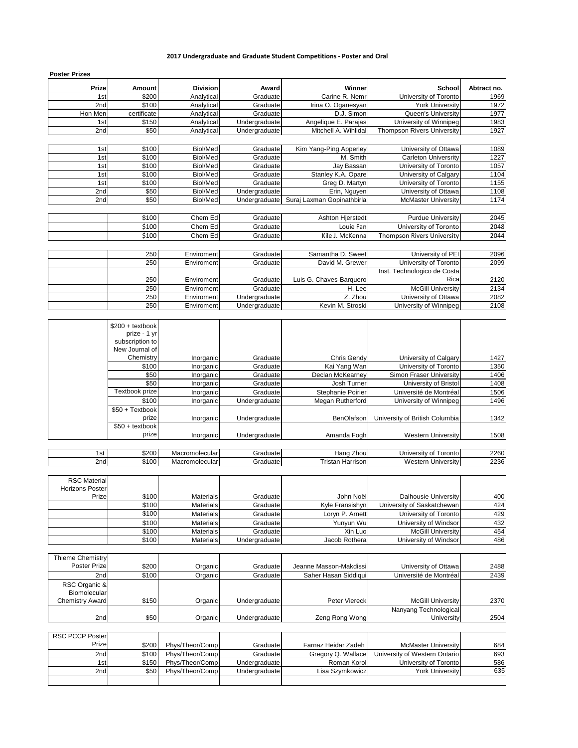# 2017 Undergraduate and Graduate Student Competitions - Poster and Oral

**Poster Prizes**

| Prize | Amount | Division | Award | Winner | School | Abtract no. |
|---|---|---|---|---|---|---|
| 1st | $200 | Analytical | Graduate | Carine R. Nemr | University of Toronto | 1969 |
| 2nd | $100 | Analytical | Graduate | Irina O. Oganesyan | York University | 1972 |
| Hon Men | certificate | Analytical | Graduate | D.J. Simon | Queen's University | 1977 |
| 1st | $150 | Analytical | Undergraduate | Angelique E. Parajas | University of Winnipeg | 1983 |
| 2nd | $50 | Analytical | Undergraduate | Mitchell A. Wihlidal | Thompson Rivers University | 1927 |
| | | | | | | |
| 1st | $100 | Biol/Med | Graduate | Kim Yang-Ping Apperley | University of Ottawa | 1089 |
| 1st | $100 | Biol/Med | Graduate | M. Smith | Carleton Universrity | 1227 |
| 1st | $100 | Biol/Med | Graduate | Jay Bassan | University of Toronto | 1057 |
| 1st | $100 | Biol/Med | Graduate | Stanley K.A. Opare | University of Calgary | 1104 |
| 1st | $100 | Biol/Med | Graduate | Greg D. Martyn | University of Toronto | 1155 |
| 2nd | $50 | Biol/Med | Undergraduate | Erin, Nguyen | University of Ottawa | 1108 |
| 2nd | $50 | Biol/Med | Undergraduate | Suraj Laxman Gopinathbirla | McMaster University | 1174 |
| | | | | | | |
| | $100 | Chem Ed | Graduate | Ashton Hjerstedt | Purdue University | 2045 |
| | $100 | Chem Ed | Graduate | Louie Fan | University of Toronto | 2048 |
| | $100 | Chem Ed | Graduate | Kile J. McKenna | Thompson Rivers University | 2044 |
| | | | | | | |
| | 250 | Enviroment | Graduate | Samantha D. Sweet | University of PEI | 2096 |
| | 250 | Enviroment | Graduate | David M. Grewer | University of Toronto | 2099 |
| | 250 | Enviroment | Graduate | Luis G. Chaves-Barquero | Inst. Technologico de Costa Rica | 2120 |
| | 250 | Enviroment | Graduate | H. Lee | McGill University | 2134 |
| | 250 | Enviroment | Undergraduate | Z. Zhou | University of Ottawa | 2082 |
| | 250 | Enviroment | Undergraduate | Kevin M. Stroski | University of Winnipeg | 2108 |
| | | | | | | |
| | $200 + textbook prize - 1 yr subscription to New Journal of Chemistry | Inorganic | Graduate | Chris Gendy | University of Calgary | 1427 |
| | $100 | Inorganic | Graduate | Kai Yang Wan | University of Toronto | 1350 |
| | $50 | Inorganic | Graduate | Declan McKearney | Simon Fraser University | 1406 |
| | $50 | Inorganic | Graduate | Josh Turner | University of Bristol | 1408 |
| | Textbook prize | Inorganic | Graduate | Stephanie Poirier | Université de Montréal | 1506 |
| | $100 | Inorganic | Undergraduate | Megan Rutherford | University of Winnipeg | 1496 |
| | $50 + Textbook prize | Inorganic | Undergraduate | BenOlafson | University of British Columbia | 1342 |
| | $50 + textbook prize | Inorganic | Undergraduate | Amanda Fogh | Western University | 1508 |
| | | | | | | |
| 1st | $200 | Macromolecular | Graduate | Hang Zhou | University of Toronto | 2260 |
| 2nd | $100 | Macromolecular | Graduate | Tristan Harrison | Western University | 2236 |
| | | | | | | |
| RSC Material Horizons Poster Prize | $100 | Materials | Graduate | John Noël | Dalhousie University | 400 |
| | $100 | Materials | Graduate | Kyle Fransishyn | University of Saskatchewan | 424 |
| | $100 | Materials | Graduate | Loryn P. Arnett | University of Toronto | 429 |
| | $100 | Materials | Graduate | Yunyun Wu | University of Windsor | 432 |
| | $100 | Materials | Graduate | Xin Luo | McGill University | 454 |
| | $100 | Materials | Undergraduate | Jacob Rothera | University of Windsor | 486 |
| | | | | | | |
| Thieme Chemistry Poster Prize | $200 | Organic | Graduate | Jeanne Masson-Makdissi | University of Ottawa | 2488 |
| 2nd | $100 | Organic | Graduate | Saher Hasan Siddiqui | Université de Montréal | 2439 |
| RSC Organic & Biomolecular Chemistry Award | $150 | Organic | Undergraduate | Peter Viereck | McGill University | 2370 |
| 2nd | $50 | Organic | Undergraduate | Zeng Rong Wong | Nanyang Technological University | 2504 |
| | | | | | | |
| RSC PCCP Poster Prize | $200 | Phys/Theor/Comp | Graduate | Farnaz Heidar Zadeh | McMaster University | 684 |
| 2nd | $100 | Phys/Theor/Comp | Graduate | Gregory Q. Wallace | University of Western Ontario | 693 |
| 1st | $150 | Phys/Theor/Comp | Undergraduate | Roman Korol | University of Toronto | 586 |
| 2nd | $50 | Phys/Theor/Comp | Undergraduate | Lisa Szymkowicz | York University | 635 |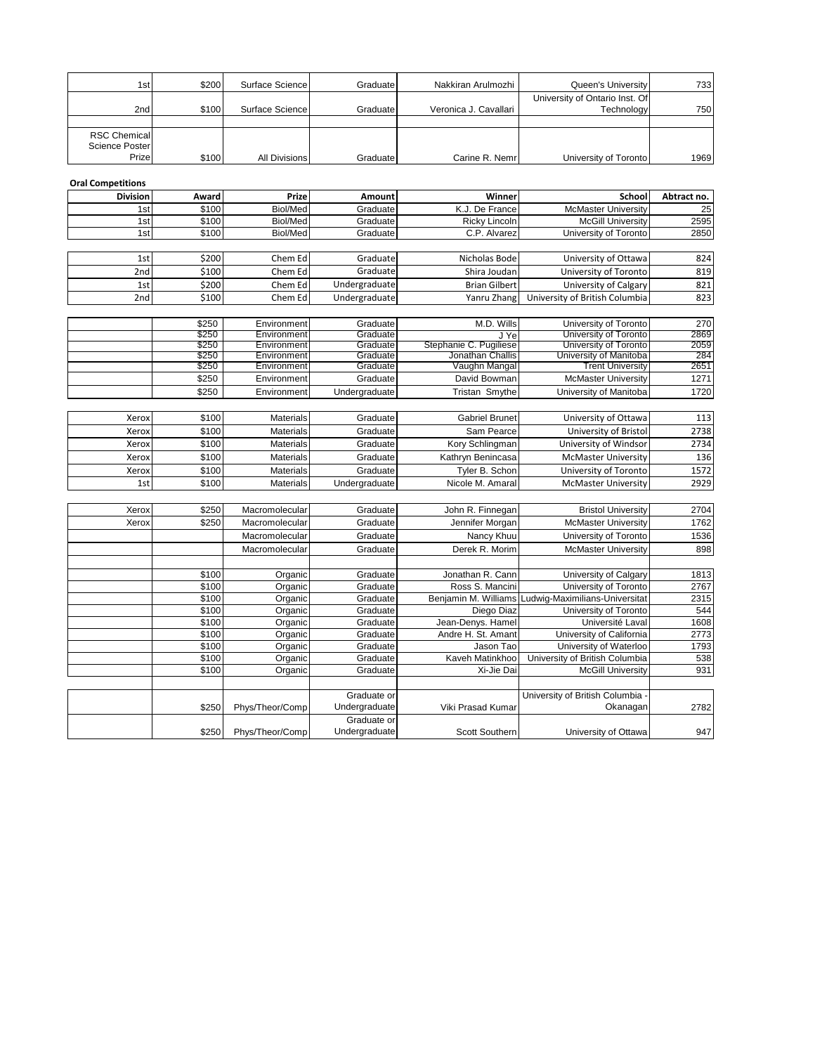| | | | | | | |
|---|---|---|---|---|---|---|
| 1st | $200 | Surface Science | Graduate | Nakkiran Arulmozhi | Queen's University | 733 |
| 2nd | $100 | Surface Science | Graduate | Veronica J. Cavallari | University of Ontario Inst. Of Technology | 750 |
| | | | | | | |
| RSC Chemical Science Poster Prize | $100 | All Divisions | Graduate | Carine R. Nemr | University of Toronto | 1969 |

**Oral Competitions**

| Division | Award | Prize | Amount | Winner | School | Abtract no. |
|---|---|---|---|---|---|---|
| 1st | $100 | Biol/Med | Graduate | K.J. De France | McMaster University | 25 |
| 1st | $100 | Biol/Med | Graduate | Ricky Lincoln | McGill University | 2595 |
| 1st | $100 | Biol/Med | Graduate | C.P. Alvarez | University of Toronto | 2850 |
| | | | | | | |
| 1st | $200 | Chem Ed | Graduate | Nicholas Bode | University of Ottawa | 824 |
| 2nd | $100 | Chem Ed | Graduate | Shira Joudan | University of Toronto | 819 |
| 1st | $200 | Chem Ed | Undergraduate | Brian Gilbert | University of Calgary | 821 |
| 2nd | $100 | Chem Ed | Undergraduate | Yanru Zhang | University of British Columbia | 823 |
| | | | | | | |
| | $250 | Environment | Graduate | M.D. Wills | University of Toronto | 270 |
| | $250 | Environment | Graduate | J Ye | University of Toronto | 2869 |
| | $250 | Environment | Graduate | Stephanie C. Pugiliese | University of Toronto | 2059 |
| | $250 | Environment | Graduate | Jonathan Challis | University of Manitoba | 284 |
| | $250 | Environment | Graduate | Vaughn Mangal | Trent University | 2651 |
| | $250 | Environment | Graduate | David Bowman | McMaster University | 1271 |
| | $250 | Environment | Undergraduate | Tristan Smythe | University of Manitoba | 1720 |
| | | | | | | |
| Xerox | $100 | Materials | Graduate | Gabriel Brunet | University of Ottawa | 113 |
| Xerox | $100 | Materials | Graduate | Sam Pearce | University of Bristol | 2738 |
| Xerox | $100 | Materials | Graduate | Kory Schlingman | University of Windsor | 2734 |
| Xerox | $100 | Materials | Graduate | Kathryn Benincasa | McMaster University | 136 |
| Xerox | $100 | Materials | Graduate | Tyler B. Schon | University of Toronto | 1572 |
| 1st | $100 | Materials | Undergraduate | Nicole M. Amaral | McMaster University | 2929 |
| | | | | | | |
| Xerox | $250 | Macromolecular | Graduate | John R. Finnegan | Bristol University | 2704 |
| Xerox | $250 | Macromolecular | Graduate | Jennifer Morgan | McMaster University | 1762 |
| | | Macromolecular | Graduate | Nancy Khuu | University of Toronto | 1536 |
| | | Macromolecular | Graduate | Derek R. Morim | McMaster University | 898 |
| | | | | | | |
| | $100 | Organic | Graduate | Jonathan R. Cann | University of Calgary | 1813 |
| | $100 | Organic | Graduate | Ross S. Mancini | University of Toronto | 2767 |
| | $100 | Organic | Graduate | Benjamin M. Williams | Ludwig-Maximilians-Universitat | 2315 |
| | $100 | Organic | Graduate | Diego Diaz | University of Toronto | 544 |
| | $100 | Organic | Graduate | Jean-Denys. Hamel | Université Laval | 1608 |
| | $100 | Organic | Graduate | Andre H. St. Amant | University of California | 2773 |
| | $100 | Organic | Graduate | Jason Tao | University of Waterloo | 1793 |
| | $100 | Organic | Graduate | Kaveh Matinkhoo | University of British Columbia | 538 |
| | $100 | Organic | Graduate | Xi-Jie Dai | McGill University | 931 |
| | | | | | | |
| | $250 | Phys/Theor/Comp | Graduate or Undergraduate | Viki Prasad Kumar | University of British Columbia - Okanagan | 2782 |
| | $250 | Phys/Theor/Comp | Graduate or Undergraduate | Scott Southern | University of Ottawa | 947 |